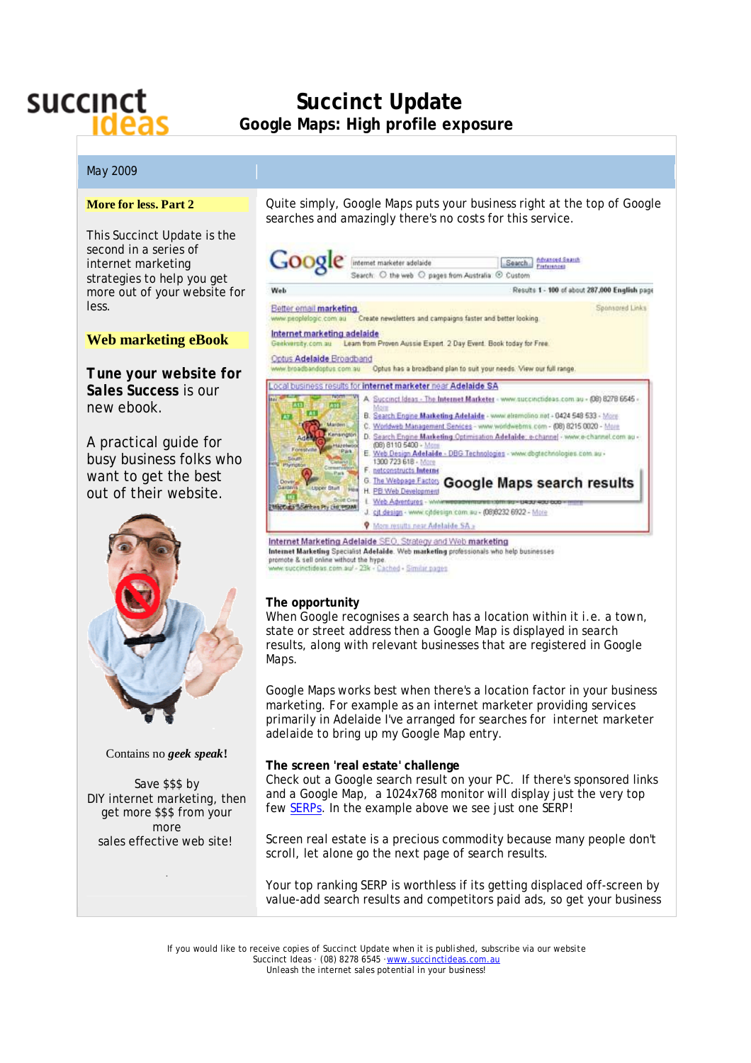succinct ideas

# Succinct Update

## Google Maps: High profile exposure

May 2009

**More for less. Part 2**

This Succinct Update is the second in a series of internet marketing strategies to help you get more out of your website for less.

**Web marketing eBook**

**Tune your website for Sales Success** is our new ebook.

A practical guide for busy business folks who want to get the best out of their website.

Contains no ***geek speak*!**

Save $$$ by DIY internet marketing, then get more $$$ from your more sales effective web site!

Quite simply, Google Maps puts your business right at the top of Google searches and amazingly there's no costs for this service.

Google Maps search results

### The opportunity

When Google recognises a search has a location within it i.e. a town, state or street address then a Google Map is displayed in search results, along with relevant businesses that are registered in Google Maps.

Google Maps works best when there's a location factor in your business marketing. For example as an internet marketer providing services primarily in Adelaide I've arranged for searches for internet marketer adelaide to bring up my Google Map entry.

### The screen 'real estate' challenge

Check out a Google search result on your PC. If there's sponsored links and a Google Map, a 1024x768 monitor will display just the very top few SERPs. In the example above we see just one SERP!

Screen real estate is a precious commodity because many people don't scroll, let alone go the next page of search results.

Your top ranking SERP is worthless if its getting displaced off-screen by value-add search results and competitors paid ads, so get your business

If you would like to receive copies of Succinct Update when it is published, subscribe via our website
Succinct Ideas · (08) 8278 6545 · www.succinctideas.com.au
Unleash the internet sales potential in your business!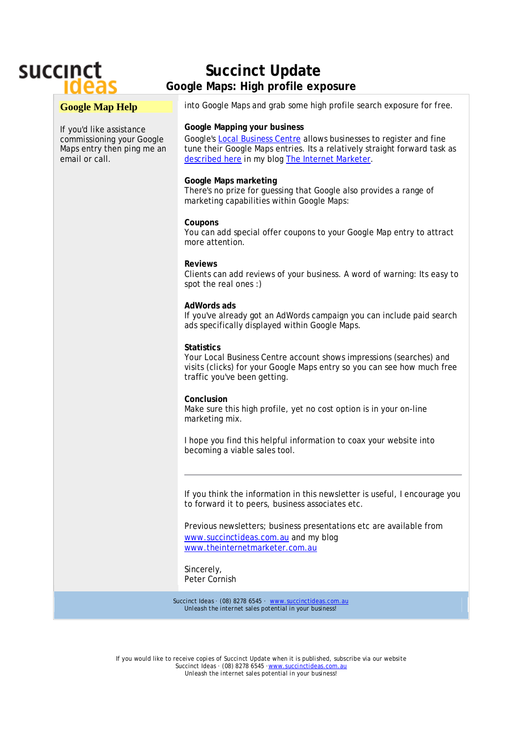# Succinct Update

## Google Maps: High profile exposure

### Google Map Help

If you'd like assistance commissioning your Google Maps entry then ping me an email or call.

into Google Maps and grab some high profile search exposure for free.

**Google Mapping your business**
Google's [Local Business Centre]() allows businesses to register and fine tune their Google Maps entries. Its a relatively straight forward task as [described here]() in my blog [The Internet Marketer]().

**Google Maps marketing**
There's no prize for guessing that Google also provides a range of marketing capabilities within Google Maps:

**Coupons**
You can add special offer coupons to your Google Map entry to attract more attention.

**Reviews**
Clients can add reviews of your business. A word of warning: Its easy to spot the real ones :)

**AdWords ads**
If you've already got an AdWords campaign you can include paid search ads specifically displayed within Google Maps.

**Statistics**
Your Local Business Centre account shows impressions (searches) and visits (clicks) for your Google Maps entry so you can see how much free traffic you've been getting.

**Conclusion**
Make sure this high profile, yet no cost option is in your on-line marketing mix.

I hope you find this helpful information to coax your website into becoming a viable sales tool.

---

If you think the information in this newsletter is useful, I encourage you to forward it to peers, business associates etc.

Previous newsletters; business presentations etc are available from www.succinctideas.com.au and my blog www.theinternetmarketer.com.au

Sincerely,
Peter Cornish

Succinct Ideas · (08) 8278 6545 · www.succinctideas.com.au
Unleash the internet sales potential in your business!

If you would like to receive copies of Succinct Update when it is published, subscribe via our website
Succinct Ideas · (08) 8278 6545 · www.succinctideas.com.au
Unleash the internet sales potential in your business!